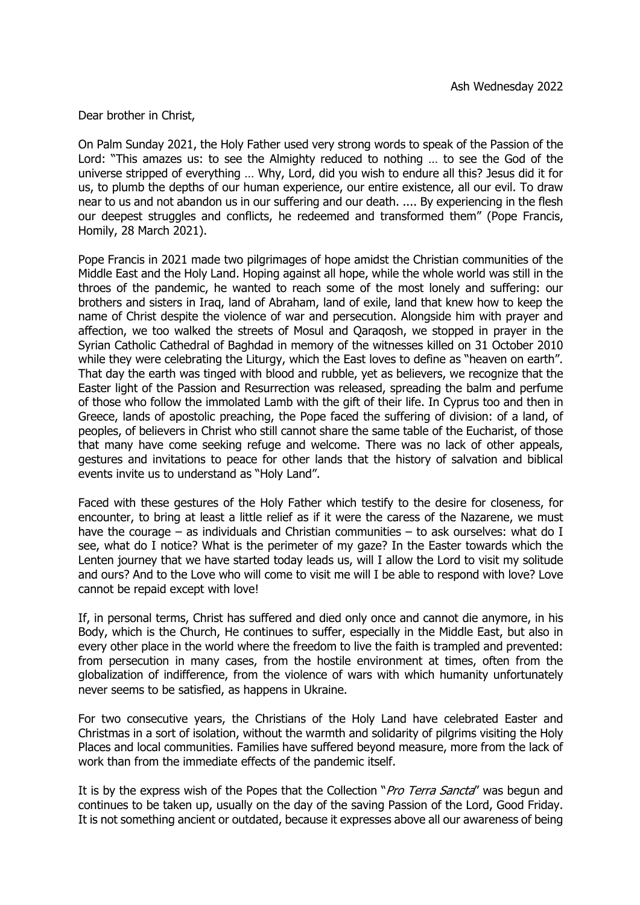Ash Wednesday 2022

Dear brother in Christ,

On Palm Sunday 2021, the Holy Father used very strong words to speak of the Passion of the Lord: "This amazes us: to see the Almighty reduced to nothing … to see the God of the universe stripped of everything … Why, Lord, did you wish to endure all this? Jesus did it for us, to plumb the depths of our human experience, our entire existence, all our evil. To draw near to us and not abandon us in our suffering and our death. .... By experiencing in the flesh our deepest struggles and conflicts, he redeemed and transformed them" (Pope Francis, Homily, 28 March 2021).

Pope Francis in 2021 made two pilgrimages of hope amidst the Christian communities of the Middle East and the Holy Land. Hoping against all hope, while the whole world was still in the throes of the pandemic, he wanted to reach some of the most lonely and suffering: our brothers and sisters in Iraq, land of Abraham, land of exile, land that knew how to keep the name of Christ despite the violence of war and persecution. Alongside him with prayer and affection, we too walked the streets of Mosul and Qaraqosh, we stopped in prayer in the Syrian Catholic Cathedral of Baghdad in memory of the witnesses killed on 31 October 2010 while they were celebrating the Liturgy, which the East loves to define as "heaven on earth". That day the earth was tinged with blood and rubble, yet as believers, we recognize that the Easter light of the Passion and Resurrection was released, spreading the balm and perfume of those who follow the immolated Lamb with the gift of their life. In Cyprus too and then in Greece, lands of apostolic preaching, the Pope faced the suffering of division: of a land, of peoples, of believers in Christ who still cannot share the same table of the Eucharist, of those that many have come seeking refuge and welcome. There was no lack of other appeals, gestures and invitations to peace for other lands that the history of salvation and biblical events invite us to understand as "Holy Land".

Faced with these gestures of the Holy Father which testify to the desire for closeness, for encounter, to bring at least a little relief as if it were the caress of the Nazarene, we must have the courage – as individuals and Christian communities – to ask ourselves: what do I see, what do I notice? What is the perimeter of my gaze? In the Easter towards which the Lenten journey that we have started today leads us, will I allow the Lord to visit my solitude and ours? And to the Love who will come to visit me will I be able to respond with love? Love cannot be repaid except with love!

If, in personal terms, Christ has suffered and died only once and cannot die anymore, in his Body, which is the Church, He continues to suffer, especially in the Middle East, but also in every other place in the world where the freedom to live the faith is trampled and prevented: from persecution in many cases, from the hostile environment at times, often from the globalization of indifference, from the violence of wars with which humanity unfortunately never seems to be satisfied, as happens in Ukraine.

For two consecutive years, the Christians of the Holy Land have celebrated Easter and Christmas in a sort of isolation, without the warmth and solidarity of pilgrims visiting the Holy Places and local communities. Families have suffered beyond measure, more from the lack of work than from the immediate effects of the pandemic itself.

It is by the express wish of the Popes that the Collection "*Pro Terra Sancta*" was begun and continues to be taken up, usually on the day of the saving Passion of the Lord, Good Friday. It is not something ancient or outdated, because it expresses above all our awareness of being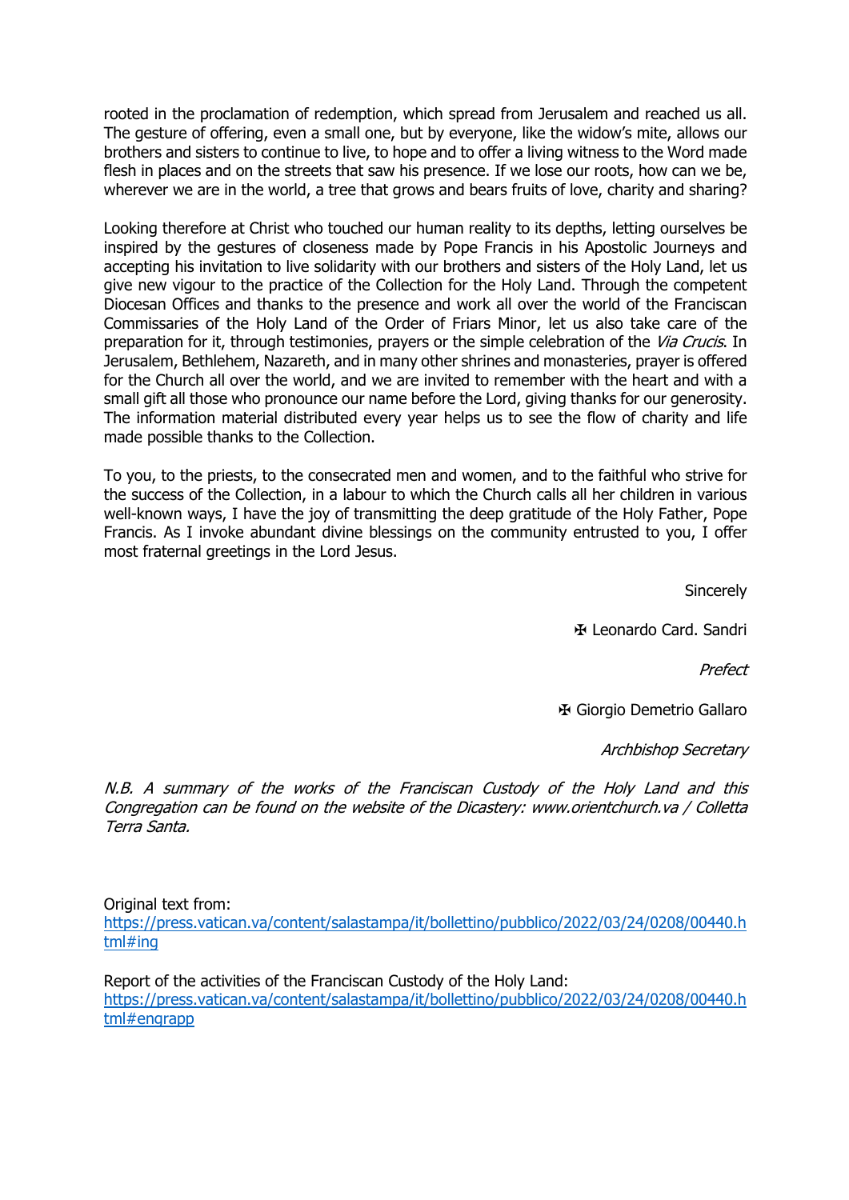rooted in the proclamation of redemption, which spread from Jerusalem and reached us all. The gesture of offering, even a small one, but by everyone, like the widow's mite, allows our brothers and sisters to continue to live, to hope and to offer a living witness to the Word made flesh in places and on the streets that saw his presence. If we lose our roots, how can we be, wherever we are in the world, a tree that grows and bears fruits of love, charity and sharing?

Looking therefore at Christ who touched our human reality to its depths, letting ourselves be inspired by the gestures of closeness made by Pope Francis in his Apostolic Journeys and accepting his invitation to live solidarity with our brothers and sisters of the Holy Land, let us give new vigour to the practice of the Collection for the Holy Land. Through the competent Diocesan Offices and thanks to the presence and work all over the world of the Franciscan Commissaries of the Holy Land of the Order of Friars Minor, let us also take care of the preparation for it, through testimonies, prayers or the simple celebration of the *Via Crucis*. In Jerusalem, Bethlehem, Nazareth, and in many other shrines and monasteries, prayer is offered for the Church all over the world, and we are invited to remember with the heart and with a small gift all those who pronounce our name before the Lord, giving thanks for our generosity. The information material distributed every year helps us to see the flow of charity and life made possible thanks to the Collection.

To you, to the priests, to the consecrated men and women, and to the faithful who strive for the success of the Collection, in a labour to which the Church calls all her children in various well-known ways, I have the joy of transmitting the deep gratitude of the Holy Father, Pope Francis. As I invoke abundant divine blessings on the community entrusted to you, I offer most fraternal greetings in the Lord Jesus.

Sincerely

✠ Leonardo Card. Sandri

*Prefect*

✠ Giorgio Demetrio Gallaro

*Archbishop Secretary*

*N.B. A summary of the works of the Franciscan Custody of the Holy Land and this Congregation can be found on the website of the Dicastery: www.orientchurch.va / Colletta Terra Santa.*

Original text from:
[https://press.vatican.va/content/salastampa/it/bollettino/pubblico/2022/03/24/0208/00440.html#ing](https://press.vatican.va/content/salastampa/it/bollettino/pubblico/2022/03/24/0208/00440.html#ing)

Report of the activities of the Franciscan Custody of the Holy Land:
[https://press.vatican.va/content/salastampa/it/bollettino/pubblico/2022/03/24/0208/00440.html#engrapp](https://press.vatican.va/content/salastampa/it/bollettino/pubblico/2022/03/24/0208/00440.html#engrapp)